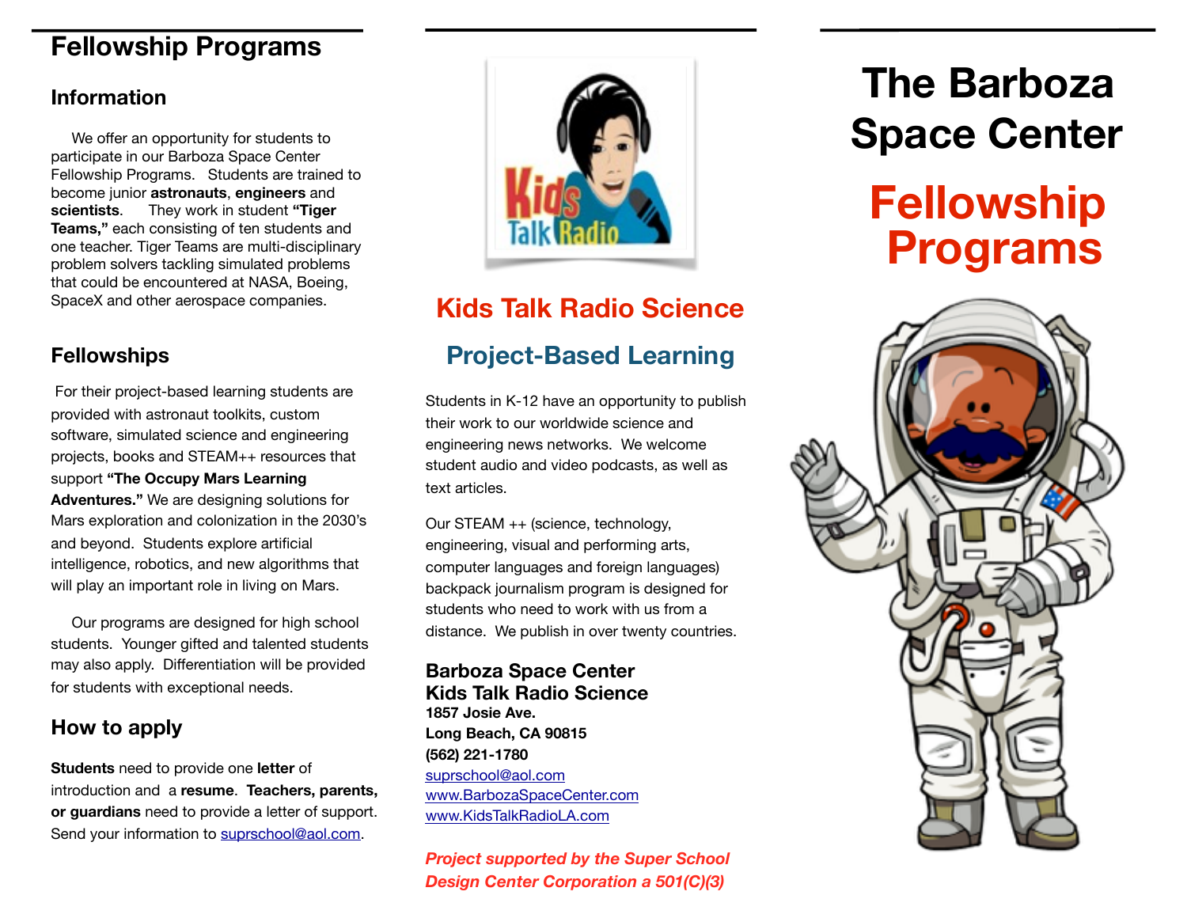# Fellowship Programs

## Information

We offer an opportunity for students to participate in our Barboza Space Center Fellowship Programs. Students are trained to become junior **astronauts**, **engineers** and **scientists**. They work in student **"Tiger Teams,"** each consisting of ten students and one teacher. Tiger Teams are multi-disciplinary problem solvers tackling simulated problems that could be encountered at NASA, Boeing, SpaceX and other aerospace companies.

## Fellowships

For their project-based learning students are provided with astronaut toolkits, custom software, simulated science and engineering projects, books and STEAM++ resources that support **"The Occupy Mars Learning Adventures."** We are designing solutions for Mars exploration and colonization in the 2030's and beyond. Students explore artificial intelligence, robotics, and new algorithms that will play an important role in living on Mars.

Our programs are designed for high school students. Younger gifted and talented students may also apply. Differentiation will be provided for students with exceptional needs.

## How to apply

**Students** need to provide one **letter** of introduction and a **resume**. **Teachers, parents, or guardians** need to provide a letter of support. Send your information to suprschool@aol.com.

## Kids Talk Radio Science

## Project-Based Learning

Students in K-12 have an opportunity to publish their work to our worldwide science and engineering news networks. We welcome student audio and video podcasts, as well as text articles.

Our STEAM ++ (science, technology, engineering, visual and performing arts, computer languages and foreign languages) backpack journalism program is designed for students who need to work with us from a distance. We publish in over twenty countries.

**Barboza Space Center**
**Kids Talk Radio Science**
**1857 Josie Ave.**
**Long Beach, CA 90815**
**(562) 221-1780**
suprschool@aol.com
www.BarbozaSpaceCenter.com
www.KidsTalkRadioLA.com

***Project supported by the Super School Design Center Corporation a 501(C)(3)***

# The Barboza Space Center

# Fellowship Programs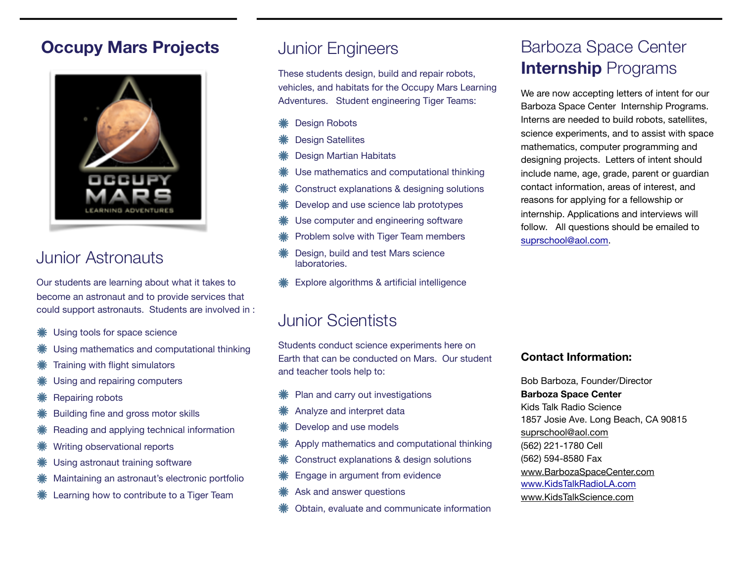# Occupy Mars Projects

## Junior Astronauts

Our students are learning about what it takes to become an astronaut and to provide services that could support astronauts. Students are involved in :

- Using tools for space science
- Using mathematics and computational thinking
- Training with flight simulators
- Using and repairing computers
- Repairing robots
- Building fine and gross motor skills
- Reading and applying technical information
- Writing observational reports
- Using astronaut training software
- Maintaining an astronaut's electronic portfolio
- Learning how to contribute to a Tiger Team

## Junior Engineers

These students design, build and repair robots, vehicles, and habitats for the Occupy Mars Learning Adventures. Student engineering Tiger Teams:

- Design Robots
- Design Satellites
- Design Martian Habitats
- Use mathematics and computational thinking
- Construct explanations & designing solutions
- Develop and use science lab prototypes
- Use computer and engineering software
- Problem solve with Tiger Team members
- Design, build and test Mars science laboratories.
- Explore algorithms & artificial intelligence

## Junior Scientists

Students conduct science experiments here on Earth that can be conducted on Mars. Our student and teacher tools help to:

- Plan and carry out investigations
- Analyze and interpret data
- Develop and use models
- Apply mathematics and computational thinking
- Construct explanations & design solutions
- Engage in argument from evidence
- Ask and answer questions
- Obtain, evaluate and communicate information

## Barboza Space Center **Internship** Programs

We are now accepting letters of intent for our Barboza Space Center Internship Programs. Interns are needed to build robots, satellites, science experiments, and to assist with space mathematics, computer programming and designing projects. Letters of intent should include name, age, grade, parent or guardian contact information, areas of interest, and reasons for applying for a fellowship or internship. Applications and interviews will follow. All questions should be emailed to suprschool@aol.com.

**Contact Information:**

Bob Barboza, Founder/Director
**Barboza Space Center**
Kids Talk Radio Science
1857 Josie Ave. Long Beach, CA 90815
suprschool@aol.com
(562) 221-1780 Cell
(562) 594-8580 Fax
www.BarbozaSpaceCenter.com
www.KidsTalkRadioLA.com
www.KidsTalkScience.com